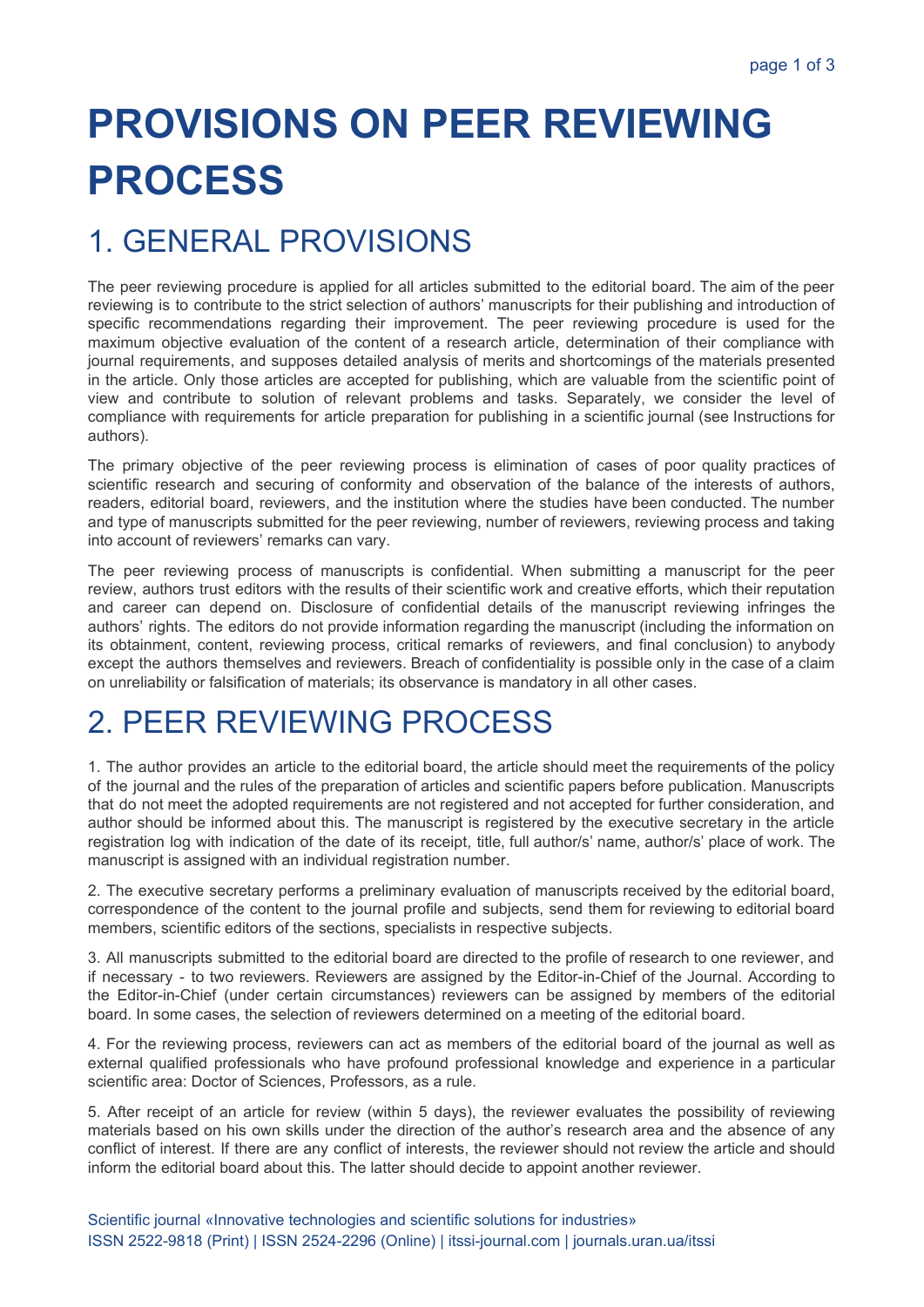# PROVISIONS ON PEER REVIEWING PROCESS

## 1. GENERAL PROVISIONS

The peer reviewing procedure is applied for all articles submitted to the editorial board. The aim of the peer reviewing is to contribute to the strict selection of authors' manuscripts for their publishing and introduction of specific recommendations regarding their improvement. The peer reviewing procedure is used for the maximum objective evaluation of the content of a research article, determination of their compliance with journal requirements, and supposes detailed analysis of merits and shortcomings of the materials presented in the article. Only those articles are accepted for publishing, which are valuable from the scientific point of view and contribute to solution of relevant problems and tasks. Separately, we consider the level of compliance with requirements for article preparation for publishing in a scientific journal (see Instructions for authors).

The primary objective of the peer reviewing process is elimination of cases of poor quality practices of scientific research and securing of conformity and observation of the balance of the interests of authors, readers, editorial board, reviewers, and the institution where the studies have been conducted. The number and type of manuscripts submitted for the peer reviewing, number of reviewers, reviewing process and taking into account of reviewers' remarks can vary.

The peer reviewing process of manuscripts is confidential. When submitting a manuscript for the peer review, authors trust editors with the results of their scientific work and creative efforts, which their reputation and career can depend on. Disclosure of confidential details of the manuscript reviewing infringes the authors' rights. The editors do not provide information regarding the manuscript (including the information on its obtainment, content, reviewing process, critical remarks of reviewers, and final conclusion) to anybody except the authors themselves and reviewers. Breach of confidentiality is possible only in the case of a claim on unreliability or falsification of materials; its observance is mandatory in all other cases.

## 2. PEER REVIEWING PROCESS

1. The author provides an article to the editorial board, the article should meet the requirements of the policy of the journal and the rules of the preparation of articles and scientific papers before publication. Manuscripts that do not meet the adopted requirements are not registered and not accepted for further consideration, and author should be informed about this. The manuscript is registered by the executive secretary in the article registration log with indication of the date of its receipt, title, full author/s' name, author/s' place of work. The manuscript is assigned with an individual registration number.

2. The executive secretary performs a preliminary evaluation of manuscripts received by the editorial board, correspondence of the content to the journal profile and subjects, send them for reviewing to editorial board members, scientific editors of the sections, specialists in respective subjects.

3. All manuscripts submitted to the editorial board are directed to the profile of research to one reviewer, and if necessary - to two reviewers. Reviewers are assigned by the Editor-in-Chief of the Journal. According to the Editor-in-Chief (under certain circumstances) reviewers can be assigned by members of the editorial board. In some cases, the selection of reviewers determined on a meeting of the editorial board.

4. For the reviewing process, reviewers can act as members of the editorial board of the journal as well as external qualified professionals who have profound professional knowledge and experience in a particular scientific area: Doctor of Sciences, Professors, as a rule.

5. After receipt of an article for review (within 5 days), the reviewer evaluates the possibility of reviewing materials based on his own skills under the direction of the author's research area and the absence of any conflict of interest. If there are any conflict of interests, the reviewer should not review the article and should inform the editorial board about this. The latter should decide to appoint another reviewer.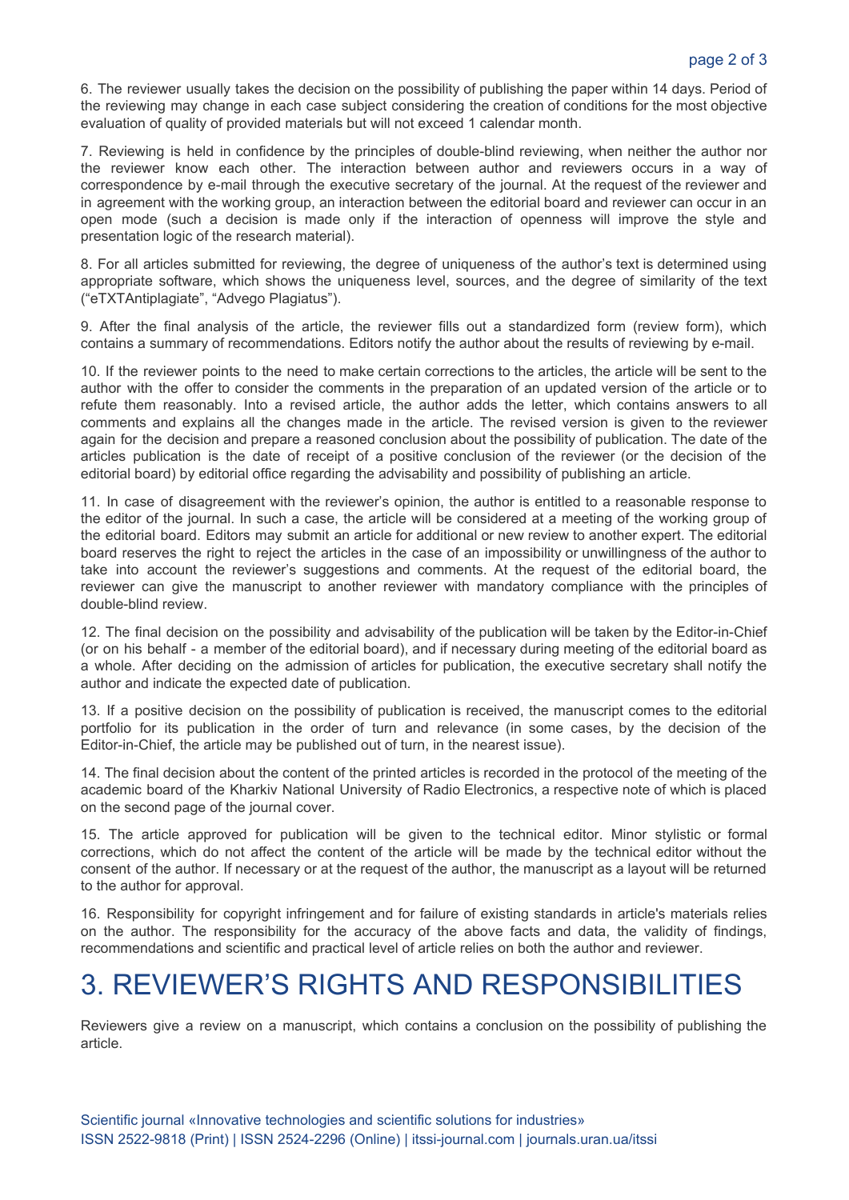6. The reviewer usually takes the decision on the possibility of publishing the paper within 14 days. Period of the reviewing may change in each case subject considering the creation of conditions for the most objective evaluation of quality of provided materials but will not exceed 1 calendar month.

7. Reviewing is held in confidence by the principles of double-blind reviewing, when neither the author nor the reviewer know each other. The interaction between author and reviewers occurs in a way of correspondence by e-mail through the executive secretary of the journal. At the request of the reviewer and in agreement with the working group, an interaction between the editorial board and reviewer can occur in an open mode (such a decision is made only if the interaction of openness will improve the style and presentation logic of the research material).

8. For all articles submitted for reviewing, the degree of uniqueness of the author's text is determined using appropriate software, which shows the uniqueness level, sources, and the degree of similarity of the text ("eTXTAntiplagiate", "Advego Plagiatus").

9. After the final analysis of the article, the reviewer fills out a standardized form (review form), which contains a summary of recommendations. Editors notify the author about the results of reviewing by e-mail.

10. If the reviewer points to the need to make certain corrections to the articles, the article will be sent to the author with the offer to consider the comments in the preparation of an updated version of the article or to refute them reasonably. Into a revised article, the author adds the letter, which contains answers to all comments and explains all the changes made in the article. The revised version is given to the reviewer again for the decision and prepare a reasoned conclusion about the possibility of publication. The date of the articles publication is the date of receipt of a positive conclusion of the reviewer (or the decision of the editorial board) by editorial office regarding the advisability and possibility of publishing an article.

11. In case of disagreement with the reviewer's opinion, the author is entitled to a reasonable response to the editor of the journal. In such a case, the article will be considered at a meeting of the working group of the editorial board. Editors may submit an article for additional or new review to another expert. The editorial board reserves the right to reject the articles in the case of an impossibility or unwillingness of the author to take into account the reviewer's suggestions and comments. At the request of the editorial board, the reviewer can give the manuscript to another reviewer with mandatory compliance with the principles of double-blind review.

12. The final decision on the possibility and advisability of the publication will be taken by the Editor-in-Chief (or on his behalf - a member of the editorial board), and if necessary during meeting of the editorial board as a whole. After deciding on the admission of articles for publication, the executive secretary shall notify the author and indicate the expected date of publication.

13. If a positive decision on the possibility of publication is received, the manuscript comes to the editorial portfolio for its publication in the order of turn and relevance (in some cases, by the decision of the Editor-in-Chief, the article may be published out of turn, in the nearest issue).

14. The final decision about the content of the printed articles is recorded in the protocol of the meeting of the academic board of the Kharkiv National University of Radio Electronics, a respective note of which is placed on the second page of the journal cover.

15. The article approved for publication will be given to the technical editor. Minor stylistic or formal corrections, which do not affect the content of the article will be made by the technical editor without the consent of the author. If necessary or at the request of the author, the manuscript as a layout will be returned to the author for approval.

16. Responsibility for copyright infringement and for failure of existing standards in article's materials relies on the author. The responsibility for the accuracy of the above facts and data, the validity of findings, recommendations and scientific and practical level of article relies on both the author and reviewer.

# 3. REVIEWER'S RIGHTS AND RESPONSIBILITIES

Reviewers give a review on a manuscript, which contains a conclusion on the possibility of publishing the article.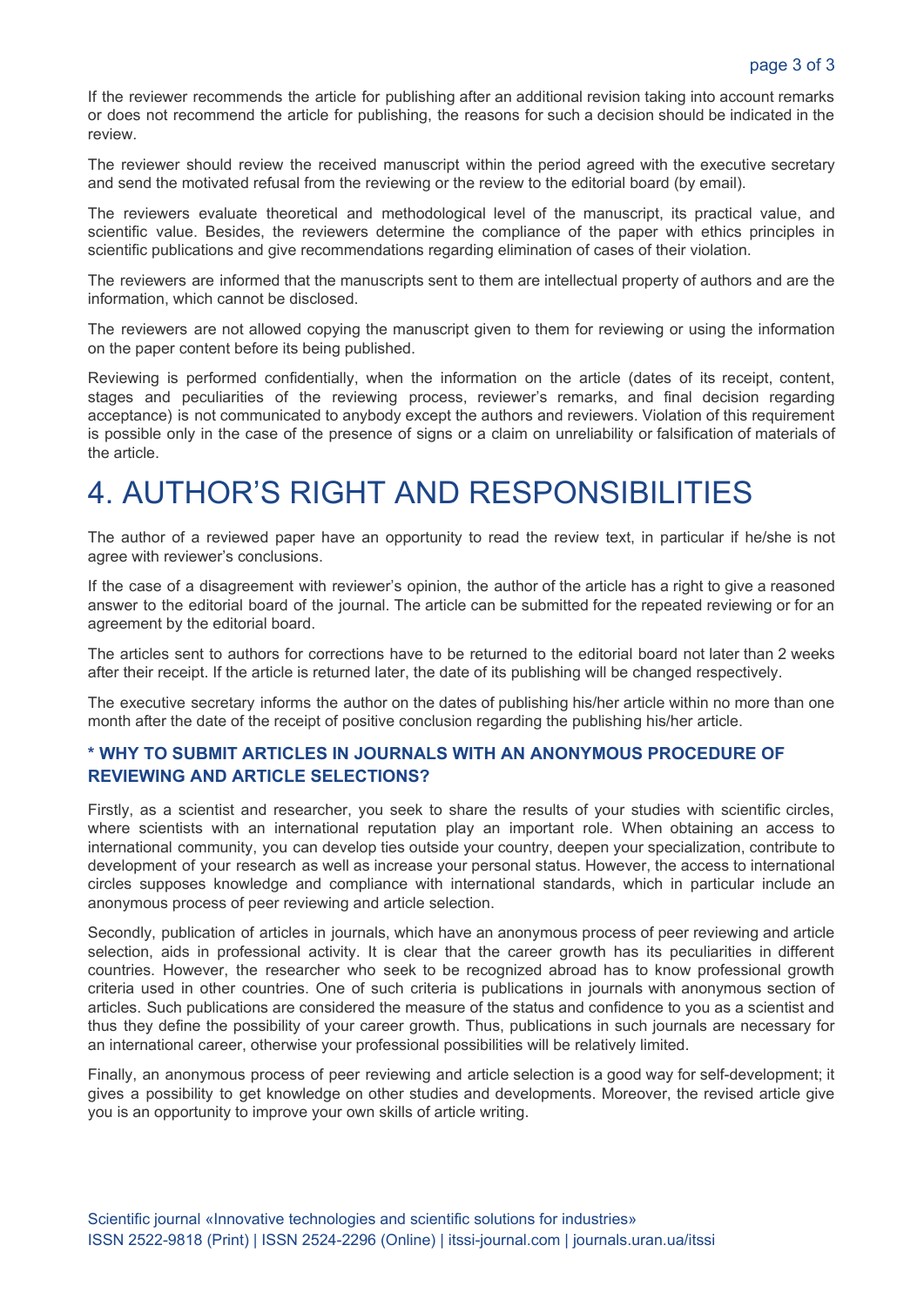If the reviewer recommends the article for publishing after an additional revision taking into account remarks or does not recommend the article for publishing, the reasons for such a decision should be indicated in the review.

The reviewer should review the received manuscript within the period agreed with the executive secretary and send the motivated refusal from the reviewing or the review to the editorial board (by email).

The reviewers evaluate theoretical and methodological level of the manuscript, its practical value, and scientific value. Besides, the reviewers determine the compliance of the paper with ethics principles in scientific publications and give recommendations regarding elimination of cases of their violation.

The reviewers are informed that the manuscripts sent to them are intellectual property of authors and are the information, which cannot be disclosed.

The reviewers are not allowed copying the manuscript given to them for reviewing or using the information on the paper content before its being published.

Reviewing is performed confidentially, when the information on the article (dates of its receipt, content, stages and peculiarities of the reviewing process, reviewer's remarks, and final decision regarding acceptance) is not communicated to anybody except the authors and reviewers. Violation of this requirement is possible only in the case of the presence of signs or a claim on unreliability or falsification of materials of the article.

# 4. AUTHOR'S RIGHT AND RESPONSIBILITIES

The author of a reviewed paper have an opportunity to read the review text, in particular if he/she is not agree with reviewer's conclusions.

If the case of a disagreement with reviewer's opinion, the author of the article has a right to give a reasoned answer to the editorial board of the journal. The article can be submitted for the repeated reviewing or for an agreement by the editorial board.

The articles sent to authors for corrections have to be returned to the editorial board not later than 2 weeks after their receipt. If the article is returned later, the date of its publishing will be changed respectively.

The executive secretary informs the author on the dates of publishing his/her article within no more than one month after the date of the receipt of positive conclusion regarding the publishing his/her article.

### * WHY TO SUBMIT ARTICLES IN JOURNALS WITH AN ANONYMOUS PROCEDURE OF REVIEWING AND ARTICLE SELECTIONS?

Firstly, as a scientist and researcher, you seek to share the results of your studies with scientific circles, where scientists with an international reputation play an important role. When obtaining an access to international community, you can develop ties outside your country, deepen your specialization, contribute to development of your research as well as increase your personal status. However, the access to international circles supposes knowledge and compliance with international standards, which in particular include an anonymous process of peer reviewing and article selection.

Secondly, publication of articles in journals, which have an anonymous process of peer reviewing and article selection, aids in professional activity. It is clear that the career growth has its peculiarities in different countries. However, the researcher who seek to be recognized abroad has to know professional growth criteria used in other countries. One of such criteria is publications in journals with anonymous section of articles. Such publications are considered the measure of the status and confidence to you as a scientist and thus they define the possibility of your career growth. Thus, publications in such journals are necessary for an international career, otherwise your professional possibilities will be relatively limited.

Finally, an anonymous process of peer reviewing and article selection is a good way for self-development; it gives a possibility to get knowledge on other studies and developments. Moreover, the revised article give you is an opportunity to improve your own skills of article writing.